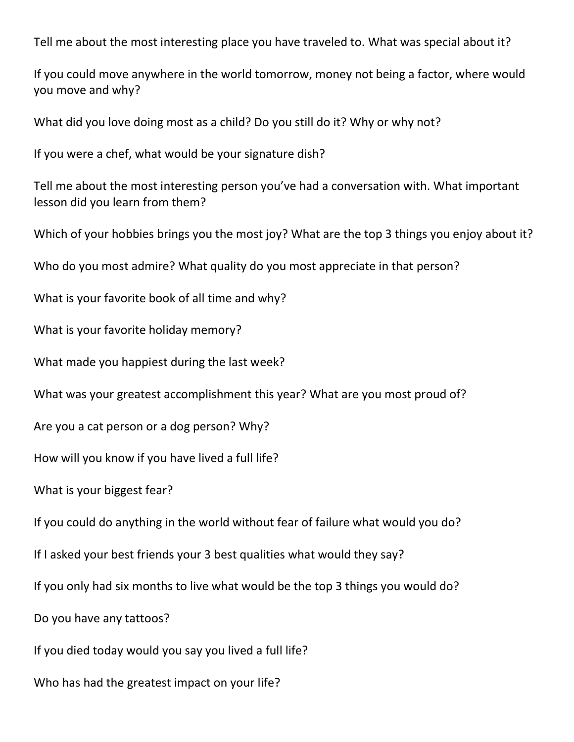Tell me about the most interesting place you have traveled to. What was special about it?

If you could move anywhere in the world tomorrow, money not being a factor, where would you move and why?

What did you love doing most as a child? Do you still do it? Why or why not?

If you were a chef, what would be your signature dish?

Tell me about the most interesting person you've had a conversation with. What important lesson did you learn from them?

Which of your hobbies brings you the most joy? What are the top 3 things you enjoy about it?

Who do you most admire? What quality do you most appreciate in that person?

What is your favorite book of all time and why?

What is your favorite holiday memory?

What made you happiest during the last week?

What was your greatest accomplishment this year? What are you most proud of?

Are you a cat person or a dog person? Why?

How will you know if you have lived a full life?

What is your biggest fear?

If you could do anything in the world without fear of failure what would you do?

If I asked your best friends your 3 best qualities what would they say?

If you only had six months to live what would be the top 3 things you would do?

Do you have any tattoos?

If you died today would you say you lived a full life?

Who has had the greatest impact on your life?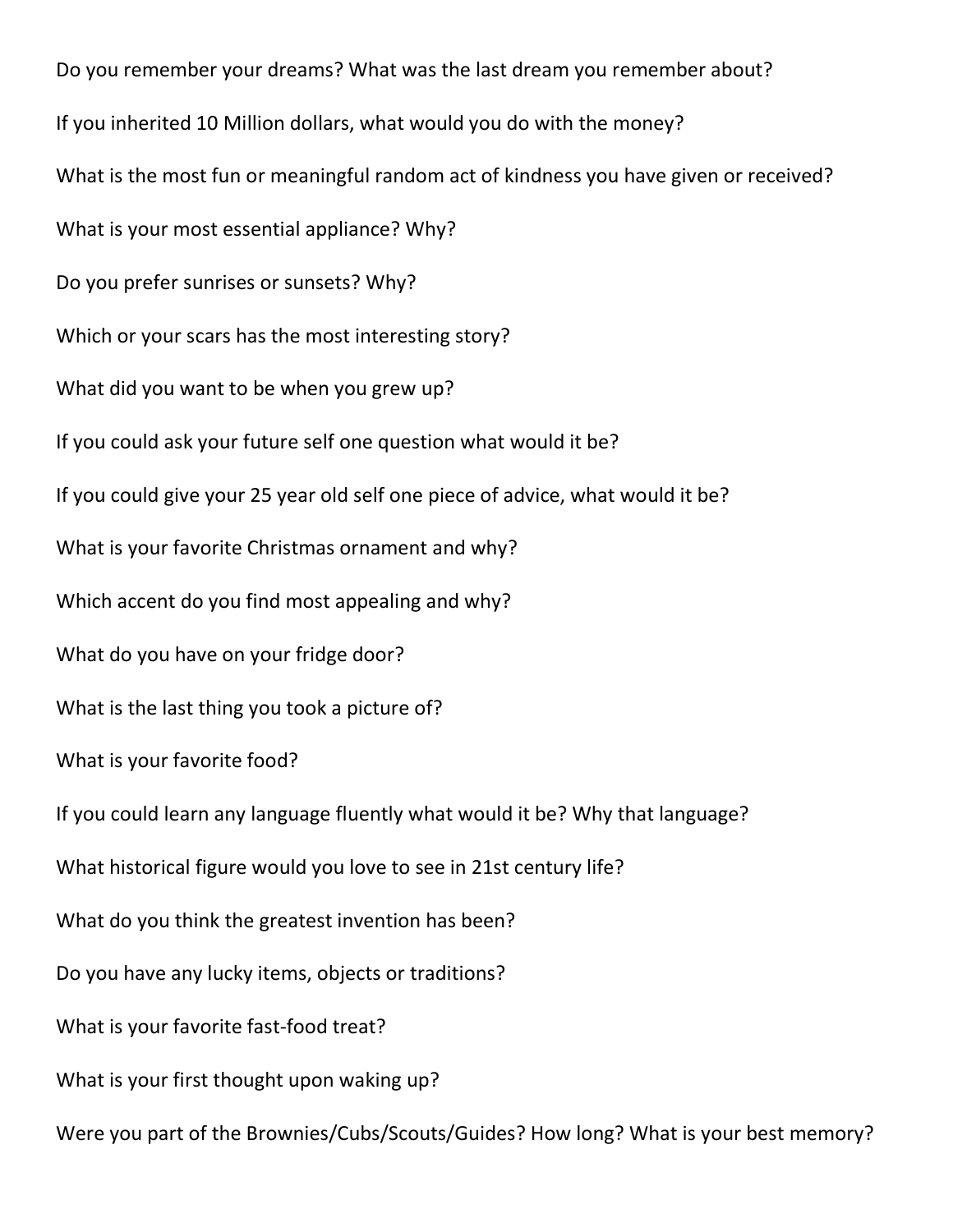Do you remember your dreams? What was the last dream you remember about?

If you inherited 10 Million dollars, what would you do with the money?

What is the most fun or meaningful random act of kindness you have given or received?

What is your most essential appliance? Why?

Do you prefer sunrises or sunsets? Why?

Which or your scars has the most interesting story?

What did you want to be when you grew up?

If you could ask your future self one question what would it be?

If you could give your 25 year old self one piece of advice, what would it be?

What is your favorite Christmas ornament and why?

Which accent do you find most appealing and why?

What do you have on your fridge door?

What is the last thing you took a picture of?

What is your favorite food?

If you could learn any language fluently what would it be? Why that language?

What historical figure would you love to see in 21st century life?

What do you think the greatest invention has been?

Do you have any lucky items, objects or traditions?

What is your favorite fast-food treat?

What is your first thought upon waking up?

Were you part of the Brownies/Cubs/Scouts/Guides? How long? What is your best memory?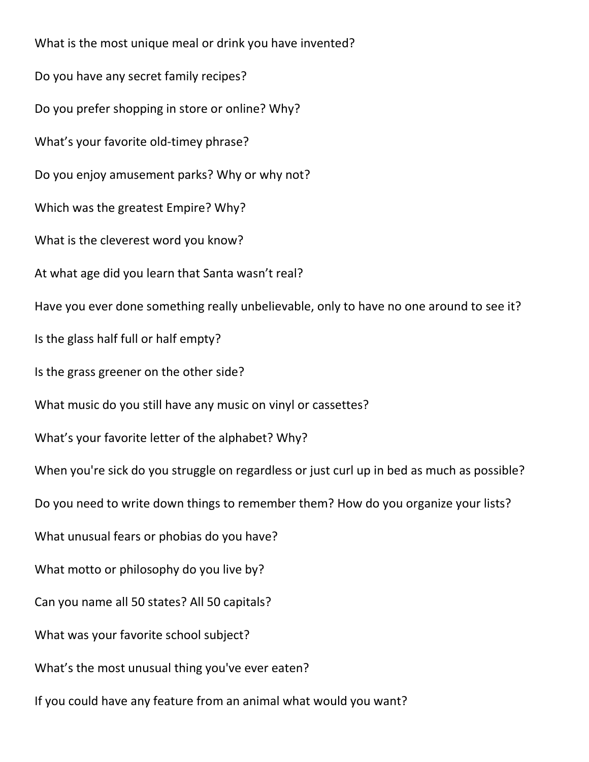What is the most unique meal or drink you have invented?

Do you have any secret family recipes?

Do you prefer shopping in store or online? Why?

What’s your favorite old-timey phrase?

Do you enjoy amusement parks? Why or why not?

Which was the greatest Empire? Why?

What is the cleverest word you know?

At what age did you learn that Santa wasn’t real?

Have you ever done something really unbelievable, only to have no one around to see it?

Is the glass half full or half empty?

Is the grass greener on the other side?

What music do you still have any music on vinyl or cassettes?

What’s your favorite letter of the alphabet? Why?

When you're sick do you struggle on regardless or just curl up in bed as much as possible?

Do you need to write down things to remember them? How do you organize your lists?

What unusual fears or phobias do you have?

What motto or philosophy do you live by?

Can you name all 50 states? All 50 capitals?

What was your favorite school subject?

What’s the most unusual thing you've ever eaten?

If you could have any feature from an animal what would you want?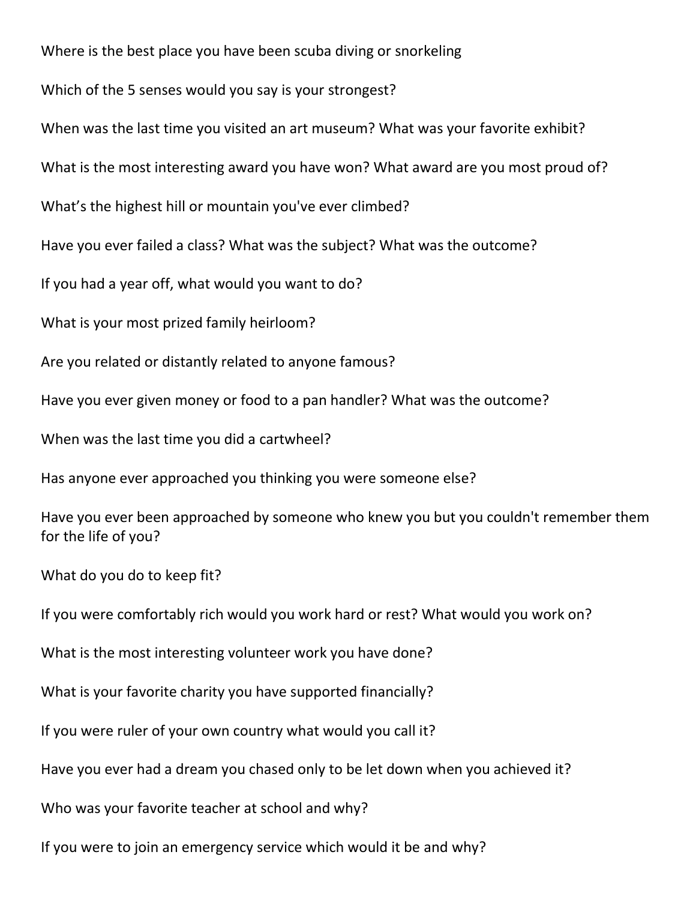Where is the best place you have been scuba diving or snorkeling

Which of the 5 senses would you say is your strongest?

When was the last time you visited an art museum? What was your favorite exhibit?

What is the most interesting award you have won? What award are you most proud of?

What’s the highest hill or mountain you've ever climbed?

Have you ever failed a class? What was the subject? What was the outcome?

If you had a year off, what would you want to do?

What is your most prized family heirloom?

Are you related or distantly related to anyone famous?

Have you ever given money or food to a pan handler? What was the outcome?

When was the last time you did a cartwheel?

Has anyone ever approached you thinking you were someone else?

Have you ever been approached by someone who knew you but you couldn't remember them for the life of you?

What do you do to keep fit?

If you were comfortably rich would you work hard or rest? What would you work on?

What is the most interesting volunteer work you have done?

What is your favorite charity you have supported financially?

If you were ruler of your own country what would you call it?

Have you ever had a dream you chased only to be let down when you achieved it?

Who was your favorite teacher at school and why?

If you were to join an emergency service which would it be and why?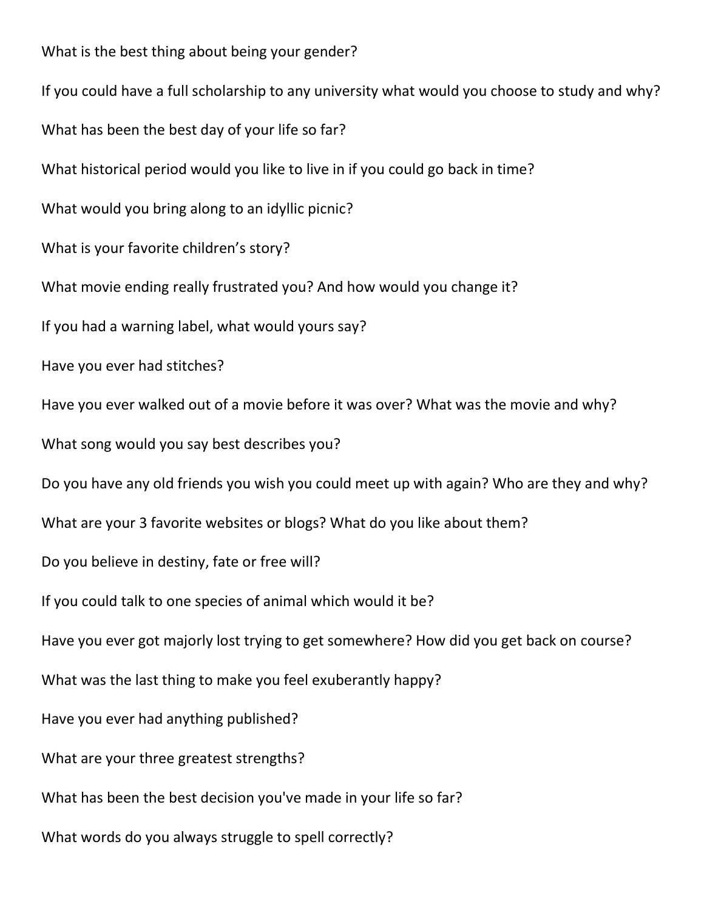What is the best thing about being your gender?

If you could have a full scholarship to any university what would you choose to study and why?

What has been the best day of your life so far?

What historical period would you like to live in if you could go back in time?

What would you bring along to an idyllic picnic?

What is your favorite children's story?

What movie ending really frustrated you? And how would you change it?

If you had a warning label, what would yours say?

Have you ever had stitches?

Have you ever walked out of a movie before it was over? What was the movie and why?

What song would you say best describes you?

Do you have any old friends you wish you could meet up with again? Who are they and why?

What are your 3 favorite websites or blogs? What do you like about them?

Do you believe in destiny, fate or free will?

If you could talk to one species of animal which would it be?

Have you ever got majorly lost trying to get somewhere? How did you get back on course?

What was the last thing to make you feel exuberantly happy?

Have you ever had anything published?

What are your three greatest strengths?

What has been the best decision you've made in your life so far?

What words do you always struggle to spell correctly?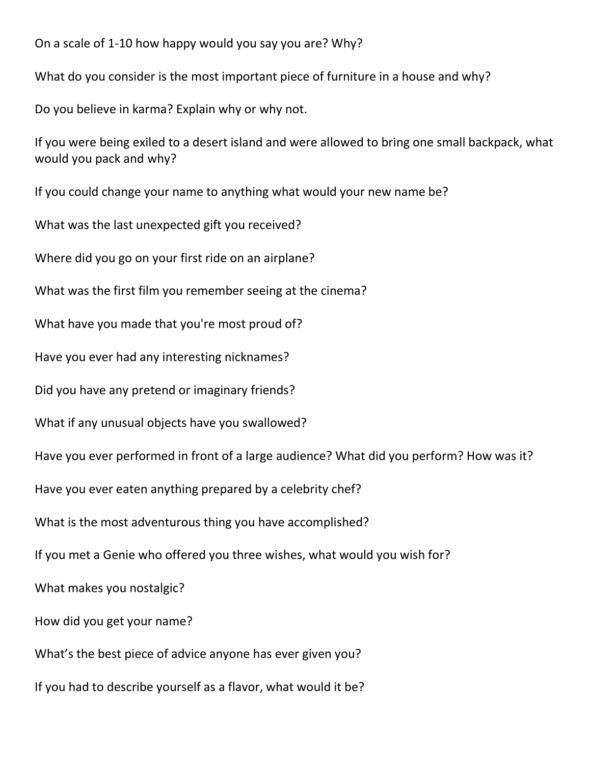On a scale of 1-10 how happy would you say you are? Why?

What do you consider is the most important piece of furniture in a house and why?

Do you believe in karma? Explain why or why not.

If you were being exiled to a desert island and were allowed to bring one small backpack, what would you pack and why?

If you could change your name to anything what would your new name be?

What was the last unexpected gift you received?

Where did you go on your first ride on an airplane?

What was the first film you remember seeing at the cinema?

What have you made that you're most proud of?

Have you ever had any interesting nicknames?

Did you have any pretend or imaginary friends?

What if any unusual objects have you swallowed?

Have you ever performed in front of a large audience? What did you perform? How was it?

Have you ever eaten anything prepared by a celebrity chef?

What is the most adventurous thing you have accomplished?

If you met a Genie who offered you three wishes, what would you wish for?

What makes you nostalgic?

How did you get your name?

What's the best piece of advice anyone has ever given you?

If you had to describe yourself as a flavor, what would it be?